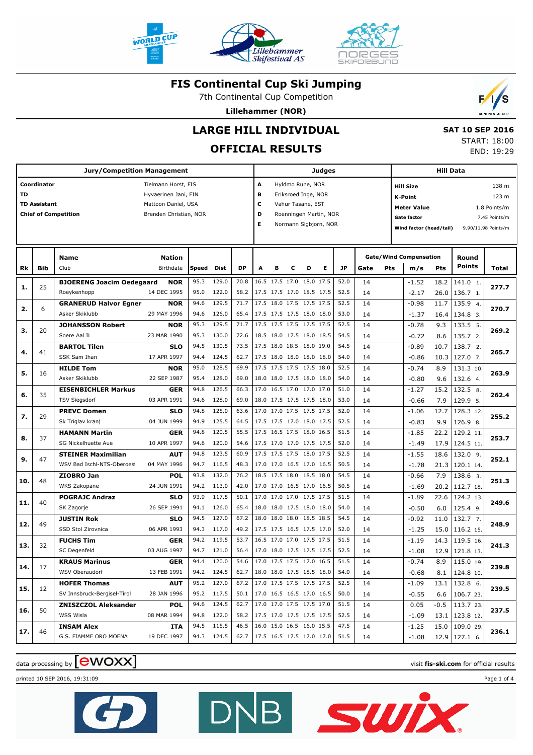# FIS Continental Cup Ski Jumping

7th Continental Cup Competition

**Lillehammer (NOR)**

## LARGE HILL INDIVIDUAL

## OFFICIAL RESULTS

**SAT 10 SEP 2016**
START: 18:00
END: 19:29

| Jury/Competition Management | | Judges | | Hill Data | |
|---|---|---|---|---|---|
| **Coordinator** | Tielmann Horst, FIS | A | Hyldmo Rune, NOR | **Hill Size** | 138 m |
| **TD** | Hyvaerinen Jani, FIN | B | Eriksroed Inge, NOR | **K-Point** | 123 m |
| **TD Assistant** | Mattoon Daniel, USA | C | Vahur Tasane, EST | **Meter Value** | 1.8 Points/m |
| **Chief of Competition** | Brenden Christian, NOR | D | Roenningen Martin, NOR | **Gate factor** | 7.45 Points/m |
| | | E | Normann Sigbjorn, NOR | **Wind factor (head/tail)** | 9.90/11.98 Points/m |

| Rk | Bib | Name / Club | Nation / Birthdate | Speed | Dist | DP | A | B | C | D | E | JP | Gate | Pts | m/s | Pts | Round Points | Total |
|---|---|---|---|---|---|---|---|---|---|---|---|---|---|---|---|---|---|---|
| 1. | 25 | **BJOERENG Joacim Oedegaard** | **NOR** | 95.3 | 129.0 | 70.8 | 16.5 | 17.5 | 17.0 | 18.0 | 17.5 | 52.0 | 14 | | -1.52 | 18.2 | 141.0 1. | 277.7 |
| | | Roeykenhopp | 14 DEC 1995 | 95.0 | 122.0 | 58.2 | 17.5 | 17.5 | 17.0 | 18.5 | 17.5 | 52.5 | 14 | | -2.17 | 26.0 | 136.7 1. | |
| 2. | 6 | **GRANERUD Halvor Egner** | **NOR** | 94.6 | 129.5 | 71.7 | 17.5 | 18.0 | 17.5 | 17.5 | 17.5 | 52.5 | 14 | | -0.98 | 11.7 | 135.9 4. | 270.7 |
| | | Asker Skiklubb | 29 MAY 1996 | 94.6 | 126.0 | 65.4 | 17.5 | 17.5 | 17.5 | 18.0 | 18.0 | 53.0 | 14 | | -1.37 | 16.4 | 134.8 3. | |
| 3. | 20 | **JOHANSSON Robert** | **NOR** | 95.3 | 129.5 | 71.7 | 17.5 | 17.5 | 17.5 | 17.5 | 17.5 | 52.5 | 14 | | -0.78 | 9.3 | 133.5 5. | 269.2 |
| | | Soere Aal IL | 23 MAR 1990 | 95.3 | 130.0 | 72.6 | 18.5 | 18.0 | 17.5 | 18.0 | 18.5 | 54.5 | 14 | | -0.72 | 8.6 | 135.7 2. | |
| 4. | 41 | **BARTOL Tilen** | **SLO** | 94.5 | 130.5 | 73.5 | 17.5 | 18.0 | 18.5 | 18.0 | 19.0 | 54.5 | 14 | | -0.89 | 10.7 | 138.7 2. | 265.7 |
| | | SSK Sam Ihan | 17 APR 1997 | 94.4 | 124.5 | 62.7 | 17.5 | 18.0 | 18.0 | 18.0 | 18.0 | 54.0 | 14 | | -0.86 | 10.3 | 127.0 7. | |
| 5. | 16 | **HILDE Tom** | **NOR** | 95.0 | 128.5 | 69.9 | 17.5 | 17.5 | 17.5 | 17.5 | 18.0 | 52.5 | 14 | | -0.74 | 8.9 | 131.3 10. | 263.9 |
| | | Asker Skiklubb | 22 SEP 1987 | 95.4 | 128.0 | 69.0 | 18.0 | 18.0 | 17.5 | 18.0 | 18.0 | 54.0 | 14 | | -0.80 | 9.6 | 132.6 4. | |
| 6. | 35 | **EISENBICHLER Markus** | **GER** | 94.8 | 126.5 | 66.3 | 17.0 | 16.5 | 17.0 | 17.0 | 17.0 | 51.0 | 14 | | -1.27 | 15.2 | 132.5 8. | 262.4 |
| | | TSV Siegsdorf | 03 APR 1991 | 94.6 | 128.0 | 69.0 | 18.0 | 17.5 | 17.5 | 17.5 | 18.0 | 53.0 | 14 | | -0.66 | 7.9 | 129.9 5. | |
| 7. | 29 | **PREVC Domen** | **SLO** | 94.8 | 125.0 | 63.6 | 17.0 | 17.0 | 17.5 | 17.5 | 17.5 | 52.0 | 14 | | -1.06 | 12.7 | 128.3 12. | 255.2 |
| | | Sk Triglav kranj | 04 JUN 1999 | 94.9 | 125.5 | 64.5 | 17.5 | 17.5 | 17.0 | 18.0 | 17.5 | 52.5 | 14 | | -0.83 | 9.9 | 126.9 8. | |
| 8. | 37 | **HAMANN Martin** | **GER** | 94.8 | 120.5 | 55.5 | 17.5 | 16.5 | 17.5 | 18.0 | 16.5 | 51.5 | 14 | | -1.85 | 22.2 | 129.2 11. | 253.7 |
| | | SG Nickelhuette Aue | 10 APR 1997 | 94.6 | 120.0 | 54.6 | 17.5 | 17.0 | 17.0 | 17.5 | 17.5 | 52.0 | 14 | | -1.49 | 17.9 | 124.5 11. | |
| 9. | 47 | **STEINER Maximilian** | **AUT** | 94.8 | 123.5 | 60.9 | 17.5 | 17.5 | 17.5 | 18.0 | 17.5 | 52.5 | 14 | | -1.55 | 18.6 | 132.0 9. | 252.1 |
| | | WSV Bad Ischl-NTS-Oberoes | 04 MAY 1996 | 94.7 | 116.5 | 48.3 | 17.0 | 17.0 | 16.5 | 17.0 | 16.5 | 50.5 | 14 | | -1.78 | 21.3 | 120.1 14. | |
| 10. | 48 | **ZIOBRO Jan** | **POL** | 93.8 | 132.0 | 76.2 | 18.5 | 17.5 | 18.0 | 18.5 | 18.0 | 54.5 | 14 | | -0.66 | 7.9 | 138.6 3. | 251.3 |
| | | WKS Zakopane | 24 JUN 1991 | 94.2 | 113.0 | 42.0 | 17.0 | 17.0 | 16.5 | 17.0 | 16.5 | 50.5 | 14 | | -1.69 | 20.2 | 112.7 18. | |
| 11. | 40 | **POGRAJC Andraz** | **SLO** | 93.9 | 117.5 | 50.1 | 17.0 | 17.0 | 17.0 | 17.5 | 17.5 | 51.5 | 14 | | -1.89 | 22.6 | 124.2 13. | 249.6 |
| | | SK Zagorje | 26 SEP 1991 | 94.1 | 126.0 | 65.4 | 18.0 | 18.0 | 17.5 | 18.0 | 18.0 | 54.0 | 14 | | -0.50 | 6.0 | 125.4 9. | |
| 12. | 49 | **JUSTIN Rok** | **SLO** | 94.5 | 127.0 | 67.2 | 18.0 | 18.0 | 18.0 | 18.5 | 18.5 | 54.5 | 14 | | -0.92 | 11.0 | 132.7 7. | 248.9 |
| | | SSD Stol Zirovnica | 06 APR 1993 | 94.3 | 117.0 | 49.2 | 17.5 | 17.5 | 16.5 | 17.5 | 17.0 | 52.0 | 14 | | -1.25 | 15.0 | 116.2 15. | |
| 13. | 32 | **FUCHS Tim** | **GER** | 94.2 | 119.5 | 53.7 | 16.5 | 17.0 | 17.0 | 17.5 | 17.5 | 51.5 | 14 | | -1.19 | 14.3 | 119.5 16. | 241.3 |
| | | SC Degenfeld | 03 AUG 1997 | 94.7 | 121.0 | 56.4 | 17.0 | 18.0 | 17.5 | 17.5 | 17.5 | 52.5 | 14 | | -1.08 | 12.9 | 121.8 13. | |
| 14. | 17 | **KRAUS Marinus** | **GER** | 94.4 | 120.0 | 54.6 | 17.0 | 17.5 | 17.5 | 17.0 | 16.5 | 51.5 | 14 | | -0.74 | 8.9 | 115.0 19. | 239.8 |
| | | WSV Oberaudorf | 13 FEB 1991 | 94.2 | 124.5 | 62.7 | 18.0 | 18.0 | 17.5 | 18.5 | 18.0 | 54.0 | 14 | | -0.68 | 8.1 | 124.8 10. | |
| 15. | 12 | **HOFER Thomas** | **AUT** | 95.2 | 127.0 | 67.2 | 17.0 | 17.5 | 17.5 | 17.5 | 17.5 | 52.5 | 14 | | -1.09 | 13.1 | 132.8 6. | 239.5 |
| | | SV Innsbruck-Bergisel-Tirol | 28 JAN 1996 | 95.2 | 117.5 | 50.1 | 17.0 | 16.5 | 16.5 | 17.0 | 16.5 | 50.0 | 14 | | -0.55 | 6.6 | 106.7 23. | |
| 16. | 50 | **ZNISZCZOL Aleksander** | **POL** | 94.6 | 124.5 | 62.7 | 17.0 | 17.0 | 17.5 | 17.5 | 17.0 | 51.5 | 14 | | 0.05 | -0.5 | 113.7 23. | 237.5 |
| | | WSS Wisla | 08 MAR 1994 | 94.8 | 122.0 | 58.2 | 17.5 | 17.0 | 17.5 | 17.5 | 17.5 | 52.5 | 14 | | -1.09 | 13.1 | 123.8 12. | |
| 17. | 46 | **INSAM Alex** | **ITA** | 94.5 | 115.5 | 46.5 | 16.0 | 15.0 | 16.5 | 16.0 | 15.5 | 47.5 | 14 | | -1.25 | 15.0 | 109.0 29. | 236.1 |
| | | G.S. FIAMME ORO MOENA | 19 DEC 1997 | 94.3 | 124.5 | 62.7 | 17.5 | 16.5 | 17.5 | 17.0 | 17.0 | 51.5 | 14 | | -1.08 | 12.9 | 127.1 6. | |

data processing by ewoxx — visit **fis-ski.com** for official results

printed 10 SEP 2016, 19:31:09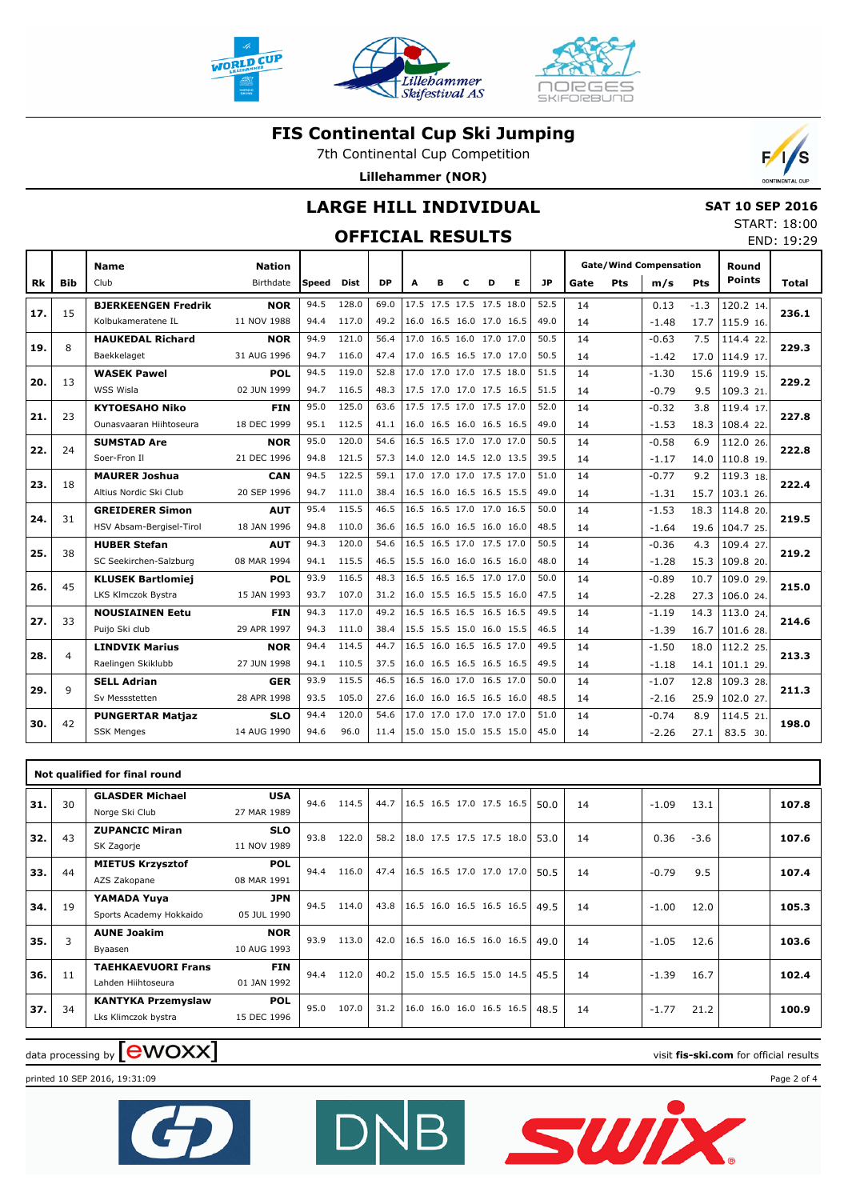# FIS Continental Cup Ski Jumping

7th Continental Cup Competition

**Lillehammer (NOR)**

## LARGE HILL INDIVIDUAL

## OFFICIAL RESULTS

**SAT 10 SEP 2016**
START: 18:00
END: 19:29

| Rk | Bib | Name / Club | Nation / Birthdate | Speed | Dist | DP | A | B | C | D | E | JP | Gate | Pts | m/s | Pts | Round Points | Total |
|---|---|---|---|---|---|---|---|---|---|---|---|---|---|---|---|---|---|---|
| 17. | 15 | BJERKEENGEN Fredrik | NOR | 94.5 | 128.0 | 69.0 | 17.5 | 17.5 | 17.5 | 17.5 | 18.0 | 52.5 | 14 | | 0.13 | -1.3 | 120.2 14. | 236.1 |
| | | Kolbukameratene IL | 11 NOV 1988 | 94.4 | 117.0 | 49.2 | 16.0 | 16.5 | 16.0 | 17.0 | 16.5 | 49.0 | 14 | | -1.48 | 17.7 | 115.9 16. | |
| 19. | 8 | HAUKEDAL Richard | NOR | 94.9 | 121.0 | 56.4 | 17.0 | 16.5 | 16.0 | 17.0 | 17.0 | 50.5 | 14 | | -0.63 | 7.5 | 114.4 22. | 229.3 |
| | | Baekkelaget | 31 AUG 1996 | 94.7 | 116.0 | 47.4 | 17.0 | 16.5 | 16.5 | 17.0 | 17.0 | 50.5 | 14 | | -1.42 | 17.0 | 114.9 17. | |
| 20. | 13 | WASEK Pawel | POL | 94.5 | 119.0 | 52.8 | 17.0 | 17.0 | 17.0 | 17.5 | 18.0 | 51.5 | 14 | | -1.30 | 15.6 | 119.9 15. | 229.2 |
| | | WSS Wisla | 02 JUN 1999 | 94.7 | 116.5 | 48.3 | 17.5 | 17.0 | 17.0 | 17.5 | 16.5 | 51.5 | 14 | | -0.79 | 9.5 | 109.3 21. | |
| 21. | 23 | KYTOESAHO Niko | FIN | 95.0 | 125.0 | 63.6 | 17.5 | 17.5 | 17.0 | 17.5 | 17.0 | 52.0 | 14 | | -0.32 | 3.8 | 119.4 17. | 227.8 |
| | | Ounasvaaran Hiihtoseura | 18 DEC 1999 | 95.1 | 112.5 | 41.1 | 16.0 | 16.5 | 16.0 | 16.5 | 16.5 | 49.0 | 14 | | -1.53 | 18.3 | 108.4 22. | |
| 22. | 24 | SUMSTAD Are | NOR | 95.0 | 120.0 | 54.6 | 16.5 | 16.5 | 17.0 | 17.0 | 17.0 | 50.5 | 14 | | -0.58 | 6.9 | 112.0 26. | 222.8 |
| | | Soer-Fron Il | 21 DEC 1996 | 94.8 | 121.5 | 57.3 | 14.0 | 12.0 | 14.5 | 12.0 | 13.5 | 39.5 | 14 | | -1.17 | 14.0 | 110.8 19. | |
| 23. | 18 | MAURER Joshua | CAN | 94.5 | 122.5 | 59.1 | 17.0 | 17.0 | 17.0 | 17.5 | 17.0 | 51.0 | 14 | | -0.77 | 9.2 | 119.3 18. | 222.4 |
| | | Altius Nordic Ski Club | 20 SEP 1996 | 94.7 | 111.0 | 38.4 | 16.5 | 16.0 | 16.5 | 16.5 | 15.5 | 49.0 | 14 | | -1.31 | 15.7 | 103.1 26. | |
| 24. | 31 | GREIDERER Simon | AUT | 95.4 | 115.5 | 46.5 | 16.5 | 16.5 | 17.0 | 17.0 | 16.5 | 50.0 | 14 | | -1.53 | 18.3 | 114.8 20. | 219.5 |
| | | HSV Absam-Bergisel-Tirol | 18 JAN 1996 | 94.8 | 110.0 | 36.6 | 16.5 | 16.0 | 16.5 | 16.0 | 16.0 | 48.5 | 14 | | -1.64 | 19.6 | 104.7 25. | |
| 25. | 38 | HUBER Stefan | AUT | 94.3 | 120.0 | 54.6 | 16.5 | 16.5 | 17.0 | 17.5 | 17.0 | 50.5 | 14 | | -0.36 | 4.3 | 109.4 27. | 219.2 |
| | | SC Seekirchen-Salzburg | 08 MAR 1994 | 94.1 | 115.5 | 46.5 | 15.5 | 16.0 | 16.0 | 16.5 | 16.0 | 48.0 | 14 | | -1.28 | 15.3 | 109.8 20. | |
| 26. | 45 | KLUSEK Bartlomiej | POL | 93.9 | 116.5 | 48.3 | 16.5 | 16.5 | 16.5 | 17.0 | 17.0 | 50.0 | 14 | | -0.89 | 10.7 | 109.0 29. | 215.0 |
| | | LKS Klmczok Bystra | 15 JAN 1993 | 93.7 | 107.0 | 31.2 | 16.0 | 15.5 | 16.5 | 15.5 | 16.0 | 47.5 | 14 | | -2.28 | 27.3 | 106.0 24. | |
| 27. | 33 | NOUSIAINEN Eetu | FIN | 94.3 | 117.0 | 49.2 | 16.5 | 16.5 | 16.5 | 16.5 | 16.5 | 49.5 | 14 | | -1.19 | 14.3 | 113.0 24. | 214.6 |
| | | Puijo Ski club | 29 APR 1997 | 94.3 | 111.0 | 38.4 | 15.5 | 15.5 | 15.0 | 16.0 | 15.5 | 46.5 | 14 | | -1.39 | 16.7 | 101.6 28. | |
| 28. | 4 | LINDVIK Marius | NOR | 94.4 | 114.5 | 44.7 | 16.5 | 16.0 | 16.5 | 16.5 | 17.0 | 49.5 | 14 | | -1.50 | 18.0 | 112.2 25. | 213.3 |
| | | Raelingen Skiklubb | 27 JUN 1998 | 94.1 | 110.5 | 37.5 | 16.0 | 16.5 | 16.5 | 16.5 | 16.5 | 49.5 | 14 | | -1.18 | 14.1 | 101.1 29. | |
| 29. | 9 | SELL Adrian | GER | 93.9 | 115.5 | 46.5 | 16.5 | 16.0 | 17.0 | 16.5 | 17.0 | 50.0 | 14 | | -1.07 | 12.8 | 109.3 28. | 211.3 |
| | | Sv Messstetten | 28 APR 1998 | 93.5 | 105.0 | 27.6 | 16.0 | 16.0 | 16.5 | 16.5 | 16.0 | 48.5 | 14 | | -2.16 | 25.9 | 102.0 27. | |
| 30. | 42 | PUNGERTAR Matjaz | SLO | 94.4 | 120.0 | 54.6 | 17.0 | 17.0 | 17.0 | 17.0 | 17.0 | 51.0 | 14 | | -0.74 | 8.9 | 114.5 21. | 198.0 |
| | | SSK Menges | 14 AUG 1990 | 94.6 | 96.0 | 11.4 | 15.0 | 15.0 | 15.0 | 15.5 | 15.0 | 45.0 | 14 | | -2.26 | 27.1 | 83.5 30. | |

### Not qualified for final round

| Rk | Bib | Name / Club | Nation / Birthdate | Speed | Dist | DP | A | B | C | D | E | JP | Gate | Pts | m/s | Pts | Round Points | Total |
|---|---|---|---|---|---|---|---|---|---|---|---|---|---|---|---|---|---|---|
| 31. | 30 | GLASDER Michael / Norge Ski Club | USA / 27 MAR 1989 | 94.6 | 114.5 | 44.7 | 16.5 | 16.5 | 17.0 | 17.5 | 16.5 | 50.0 | 14 | | -1.09 | 13.1 | | 107.8 |
| 32. | 43 | ZUPANCIC Miran / SK Zagorje | SLO / 11 NOV 1989 | 93.8 | 122.0 | 58.2 | 18.0 | 17.5 | 17.5 | 17.5 | 18.0 | 53.0 | 14 | | 0.36 | -3.6 | | 107.6 |
| 33. | 44 | MIETUS Krzysztof / AZS Zakopane | POL / 08 MAR 1991 | 94.4 | 116.0 | 47.4 | 16.5 | 16.5 | 17.0 | 17.0 | 17.0 | 50.5 | 14 | | -0.79 | 9.5 | | 107.4 |
| 34. | 19 | YAMADA Yuya / Sports Academy Hokkaido | JPN / 05 JUL 1990 | 94.5 | 114.0 | 43.8 | 16.5 | 16.0 | 16.5 | 16.5 | 16.5 | 49.5 | 14 | | -1.00 | 12.0 | | 105.3 |
| 35. | 3 | AUNE Joakim / Byaasen | NOR / 10 AUG 1993 | 93.9 | 113.0 | 42.0 | 16.5 | 16.0 | 16.5 | 16.0 | 16.5 | 49.0 | 14 | | -1.05 | 12.6 | | 103.6 |
| 36. | 11 | TAEHKAEVUORI Frans / Lahden Hiihtoseura | FIN / 01 JAN 1992 | 94.4 | 112.0 | 40.2 | 15.0 | 15.5 | 16.5 | 15.0 | 14.5 | 45.5 | 14 | | -1.39 | 16.7 | | 102.4 |
| 37. | 34 | KANTYKA Przemyslaw / Lks Klimczok bystra | POL / 15 DEC 1996 | 95.0 | 107.0 | 31.2 | 16.0 | 16.0 | 16.0 | 16.5 | 16.5 | 48.5 | 14 | | -1.77 | 21.2 | | 100.9 |

data processing by ewoxx — visit fis-ski.com for official results

printed 10 SEP 2016, 19:31:09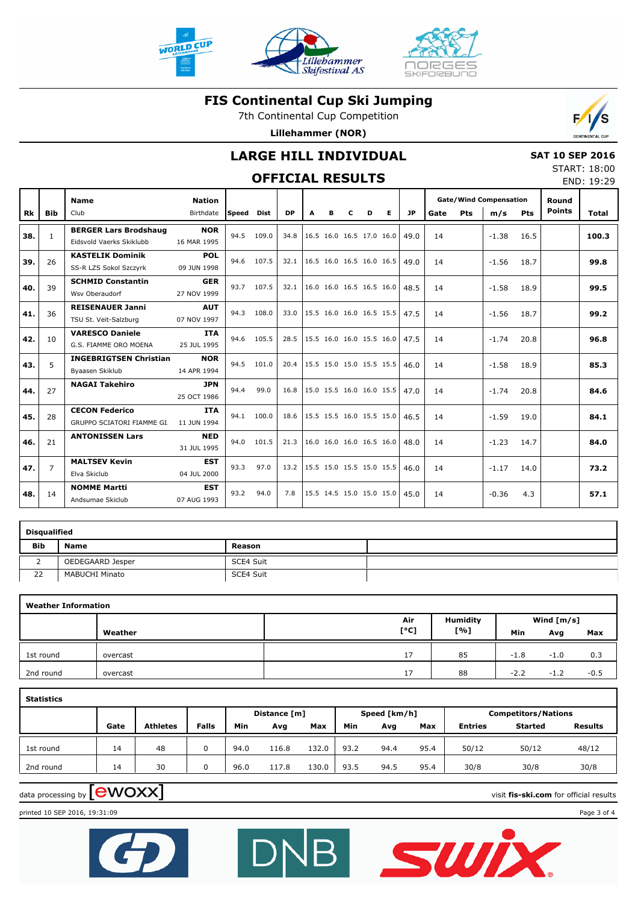# FIS Continental Cup Ski Jumping

7th Continental Cup Competition

**Lillehammer (NOR)**

## LARGE HILL INDIVIDUAL

## OFFICIAL RESULTS

**SAT 10 SEP 2016**
START: 18:00
END: 19:29

| Rk | Bib | Name / Club | Nation / Birthdate | Speed | Dist | DP | A | B | C | D | E | JP | Gate | Pts | m/s | Pts | Round Points | Total |
|---|---|---|---|---|---|---|---|---|---|---|---|---|---|---|---|---|---|---|
| 38. | 1 | **BERGER Lars Brodshaug** Eidsvold Vaerks Skiklubb | **NOR** 16 MAR 1995 | 94.5 | 109.0 | 34.8 | 16.5 | 16.0 | 16.5 | 17.0 | 16.0 | 49.0 | 14 | | -1.38 | 16.5 | | **100.3** |
| 39. | 26 | **KASTELIK Dominik** SS-R LZS Sokol Szczyrk | **POL** 09 JUN 1998 | 94.6 | 107.5 | 32.1 | 16.5 | 16.0 | 16.5 | 16.0 | 16.5 | 49.0 | 14 | | -1.56 | 18.7 | | **99.8** |
| 40. | 39 | **SCHMID Constantin** Wsv Oberaudorf | **GER** 27 NOV 1999 | 93.7 | 107.5 | 32.1 | 16.0 | 16.0 | 16.5 | 16.5 | 16.0 | 48.5 | 14 | | -1.58 | 18.9 | | **99.5** |
| 41. | 36 | **REISENAUER Janni** TSU St. Veit-Salzburg | **AUT** 07 NOV 1997 | 94.3 | 108.0 | 33.0 | 15.5 | 16.0 | 16.0 | 16.5 | 15.5 | 47.5 | 14 | | -1.56 | 18.7 | | **99.2** |
| 42. | 10 | **VARESCO Daniele** G.S. FIAMME ORO MOENA | **ITA** 25 JUL 1995 | 94.6 | 105.5 | 28.5 | 15.5 | 16.0 | 16.0 | 15.5 | 16.0 | 47.5 | 14 | | -1.74 | 20.8 | | **96.8** |
| 43. | 5 | **INGEBRIGTSEN Christian** Byaasen Skiklub | **NOR** 14 APR 1994 | 94.5 | 101.0 | 20.4 | 15.5 | 15.0 | 15.0 | 15.5 | 15.5 | 46.0 | 14 | | -1.58 | 18.9 | | **85.3** |
| 44. | 27 | **NAGAI Takehiro** | **JPN** 25 OCT 1986 | 94.4 | 99.0 | 16.8 | 15.0 | 15.5 | 16.0 | 16.0 | 15.5 | 47.0 | 14 | | -1.74 | 20.8 | | **84.6** |
| 45. | 28 | **CECON Federico** GRUPPO SCIATORI FIAMME GI. | **ITA** 11 JUN 1994 | 94.1 | 100.0 | 18.6 | 15.5 | 15.5 | 16.0 | 15.5 | 15.0 | 46.5 | 14 | | -1.59 | 19.0 | | **84.1** |
| 46. | 21 | **ANTONISSEN Lars** | **NED** 31 JUL 1995 | 94.0 | 101.5 | 21.3 | 16.0 | 16.0 | 16.0 | 16.5 | 16.0 | 48.0 | 14 | | -1.23 | 14.7 | | **84.0** |
| 47. | 7 | **MALTSEV Kevin** Elva Skiclub | **EST** 04 JUL 2000 | 93.3 | 97.0 | 13.2 | 15.5 | 15.0 | 15.5 | 15.0 | 15.5 | 46.0 | 14 | | -1.17 | 14.0 | | **73.2** |
| 48. | 14 | **NOMME Martti** Andsumae Skiclub | **EST** 07 AUG 1993 | 93.2 | 94.0 | 7.8 | 15.5 | 14.5 | 15.0 | 15.0 | 15.0 | 45.0 | 14 | | -0.36 | 4.3 | | **57.1** |

### Disqualified

| Bib | Name | Reason |
|---|---|---|
| 2 | OEDEGAARD Jesper | SCE4 Suit |
| 22 | MABUCHI Minato | SCE4 Suit |

### Weather Information

| | Weather | Air [°C] | Humidity [%] | Wind [m/s] Min | Avg | Max |
|---|---|---|---|---|---|---|
| 1st round | overcast | 17 | 85 | -1.8 | -1.0 | 0.3 |
| 2nd round | overcast | 17 | 88 | -2.2 | -1.2 | -0.5 |

### Statistics

| | Gate | Athletes | Falls | Distance [m] Min | Avg | Max | Speed [km/h] Min | Avg | Max | Competitors/Nations Entries | Started | Results |
|---|---|---|---|---|---|---|---|---|---|---|---|---|
| 1st round | 14 | 48 | 0 | 94.0 | 116.8 | 132.0 | 93.2 | 94.4 | 95.4 | 50/12 | 50/12 | 48/12 |
| 2nd round | 14 | 30 | 0 | 96.0 | 117.8 | 130.0 | 93.5 | 94.5 | 95.4 | 30/8 | 30/8 | 30/8 |

data processing by ewoxx — visit **fis-ski.com** for official results

printed 10 SEP 2016, 19:31:09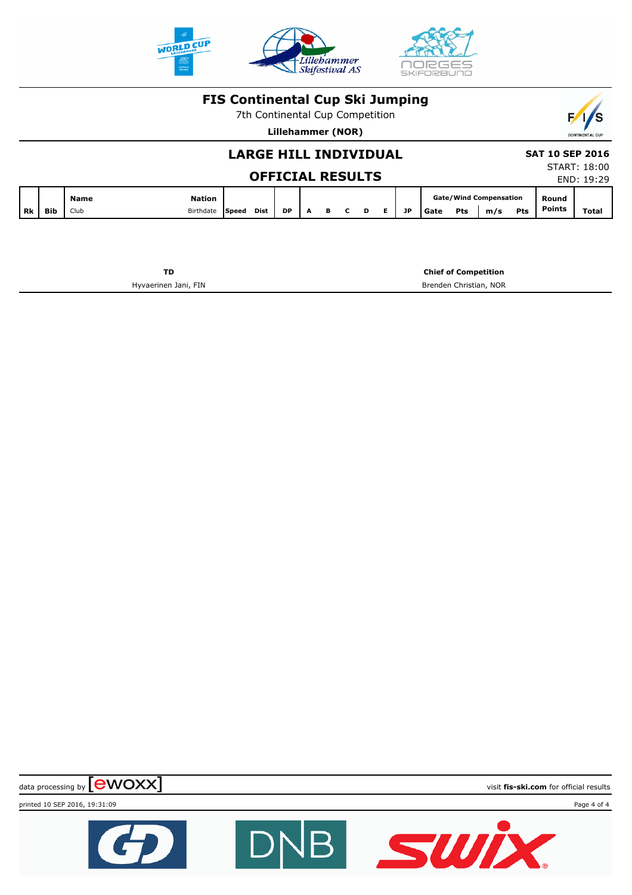# FIS Continental Cup Ski Jumping

7th Continental Cup Competition

**Lillehammer (NOR)**

## LARGE HILL INDIVIDUAL

## OFFICIAL RESULTS

**SAT 10 SEP 2016**
START: 18:00
END: 19:29

| Rk | Bib | Name / Club | Nation / Birthdate | Speed | Dist | DP | A | B | C | D | E | JP | Gate | Pts | m/s | Pts | Round Points | Total |
|---|---|---|---|---|---|---|---|---|---|---|---|---|---|---|---|---|---|---|

| TD | Chief of Competition |
|---|---|
| Hyvaerinen Jani, FIN | Brenden Christian, NOR |

data processing by [ewoxx]

visit **fis-ski.com** for official results

printed 10 SEP 2016, 19:31:09